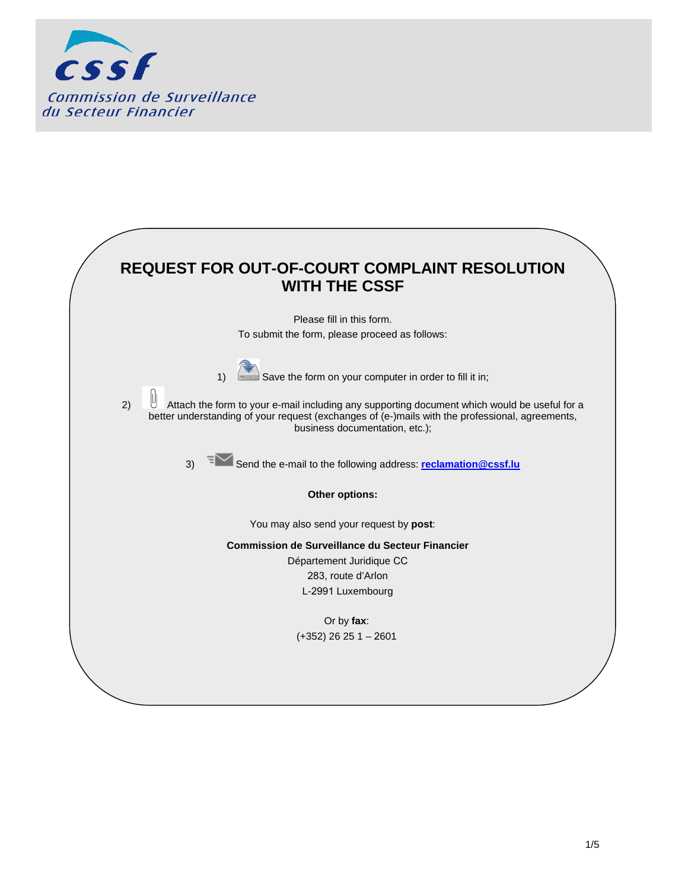Commission de Surveillance du Secteur Financier

# REQUEST FOR OUT-OF-COURT COMPLAINT RESOLUTION WITH THE CSSF

Please fill in this form.

To submit the form, please proceed as follows:

1) Save the form on your computer in order to fill it in;

2) Attach the form to your e-mail including any supporting document which would be useful for a better understanding of your request (exchanges of (e-)mails with the professional, agreements, business documentation, etc.);

3) Send the e-mail to the following address: **reclamation@cssf.lu**

**Other options:**

You may also send your request by **post**:

**Commission de Surveillance du Secteur Financier**
Département Juridique CC
283, route d'Arlon
L-2991 Luxembourg

Or by **fax**:
(+352) 26 25 1 – 2601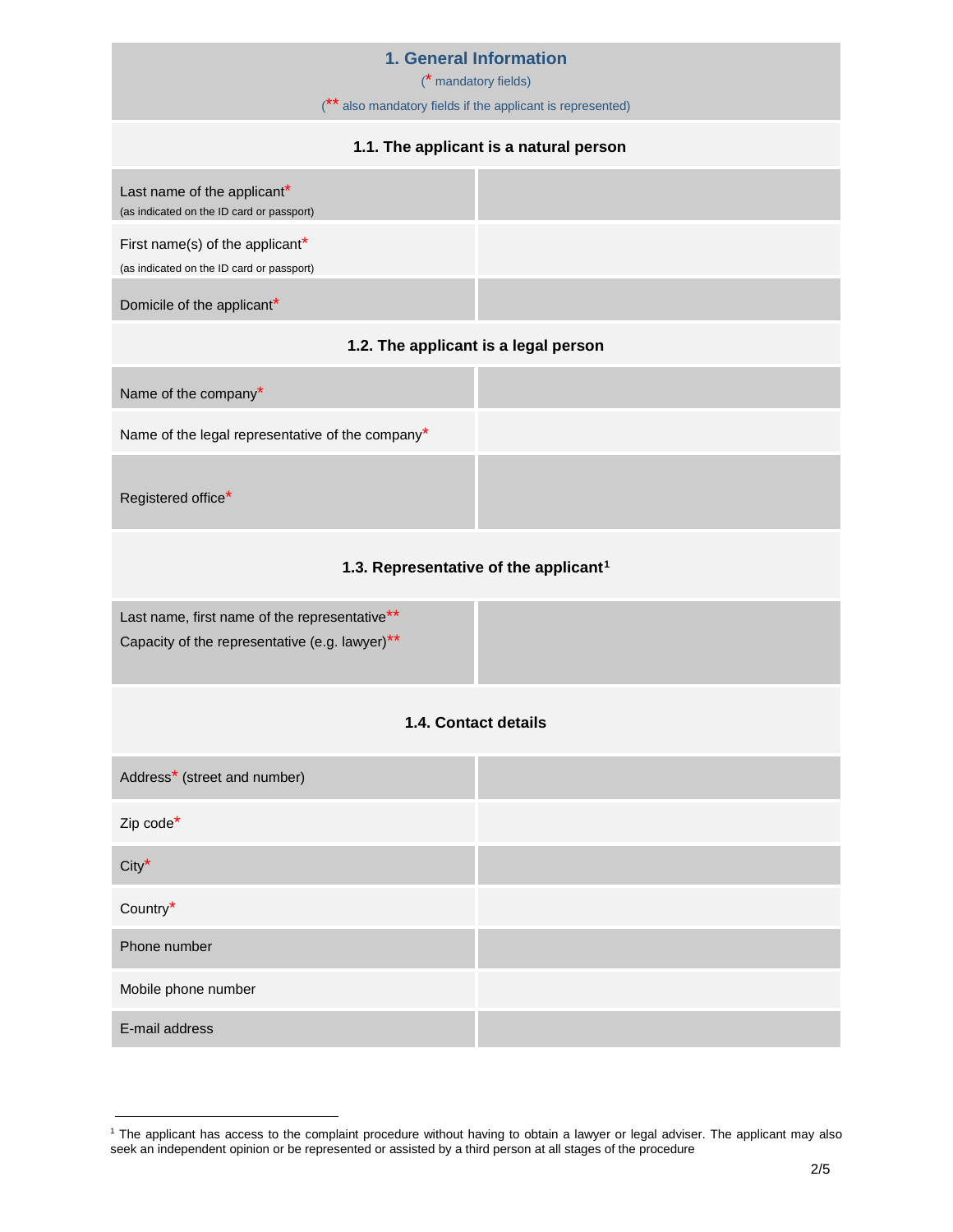## 1. General Information

(* mandatory fields)

(** also mandatory fields if the applicant is represented)

### 1.1. The applicant is a natural person

| | |
|---|---|
| Last name of the applicant*<br>(as indicated on the ID card or passport) | |
| First name(s) of the applicant*<br>(as indicated on the ID card or passport) | |
| Domicile of the applicant* | |

### 1.2. The applicant is a legal person

| | |
|---|---|
| Name of the company* | |
| Name of the legal representative of the company* | |
| Registered office* | |

### 1.3. Representative of the applicant[1]

| | |
|---|---|
| Last name, first name of the representative**<br>Capacity of the representative (e.g. lawyer)** | |

### 1.4. Contact details

| | |
|---|---|
| Address* (street and number) | |
| Zip code* | |
| City* | |
| Country* | |
| Phone number | |
| Mobile phone number | |
| E-mail address | |

[1] The applicant has access to the complaint procedure without having to obtain a lawyer or legal adviser. The applicant may also seek an independent opinion or be represented or assisted by a third person at all stages of the procedure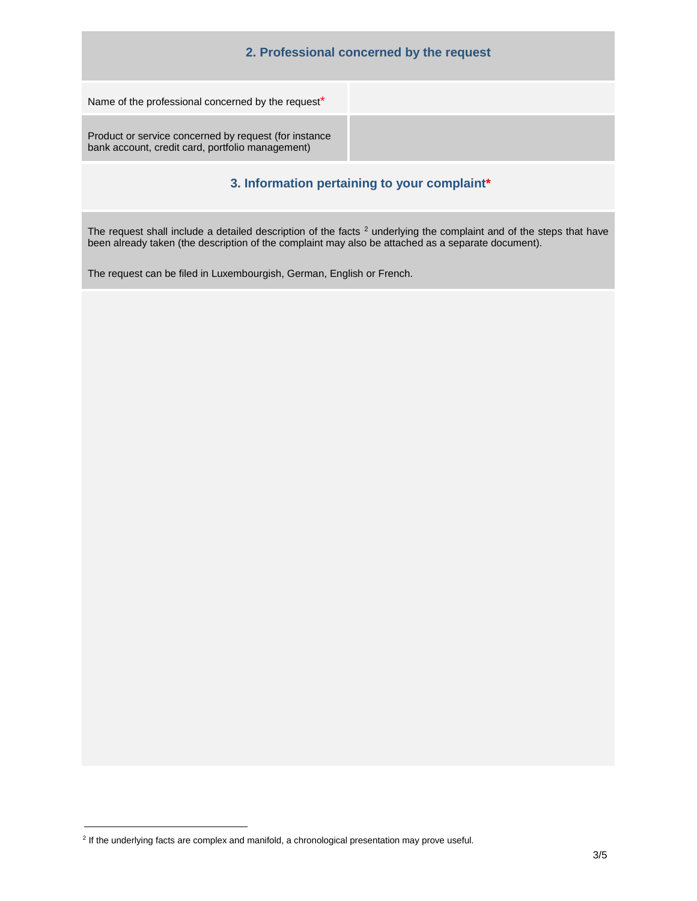## 2. Professional concerned by the request

| Name of the professional concerned by the request* | |
|---|---|
| Product or service concerned by request (for instance bank account, credit card, portfolio management) | |

## 3. Information pertaining to your complaint*

The request shall include a detailed description of the facts [2] underlying the complaint and of the steps that have been already taken (the description of the complaint may also be attached as a separate document).

The request can be filed in Luxembourgish, German, English or French.

[2] If the underlying facts are complex and manifold, a chronological presentation may prove useful.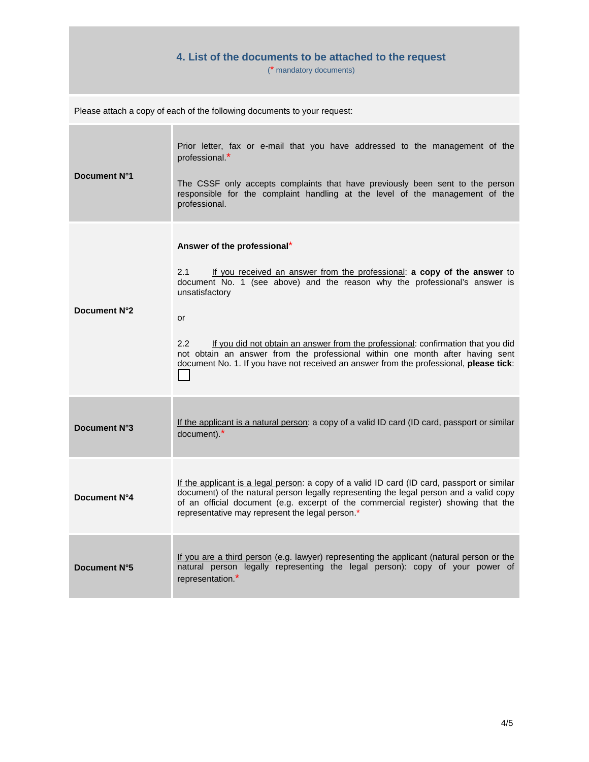## 4. List of the documents to be attached to the request

(* mandatory documents)

Please attach a copy of each of the following documents to your request:

| | |
|---|---|
| **Document N°1** | Prior letter, fax or e-mail that you have addressed to the management of the professional.*<br><br>The CSSF only accepts complaints that have previously been sent to the person responsible for the complaint handling at the level of the management of the professional. |
| **Document N°2** | **Answer of the professional***<br><br>2.1 If you received an answer from the professional: **a copy of the answer** to document No. 1 (see above) and the reason why the professional's answer is unsatisfactory<br><br>or<br><br>2.2 If you did not obtain an answer from the professional: confirmation that you did not obtain an answer from the professional within one month after having sent document No. 1. If you have not received an answer from the professional, **please tick**: ☐ |
| **Document N°3** | If the applicant is a natural person: a copy of a valid ID card (ID card, passport or similar document).* |
| **Document N°4** | If the applicant is a legal person: a copy of a valid ID card (ID card, passport or similar document) of the natural person legally representing the legal person and a valid copy of an official document (e.g. excerpt of the commercial register) showing that the representative may represent the legal person.* |
| **Document N°5** | If you are a third person (e.g. lawyer) representing the applicant (natural person or the natural person legally representing the legal person): copy of your power of representation.* |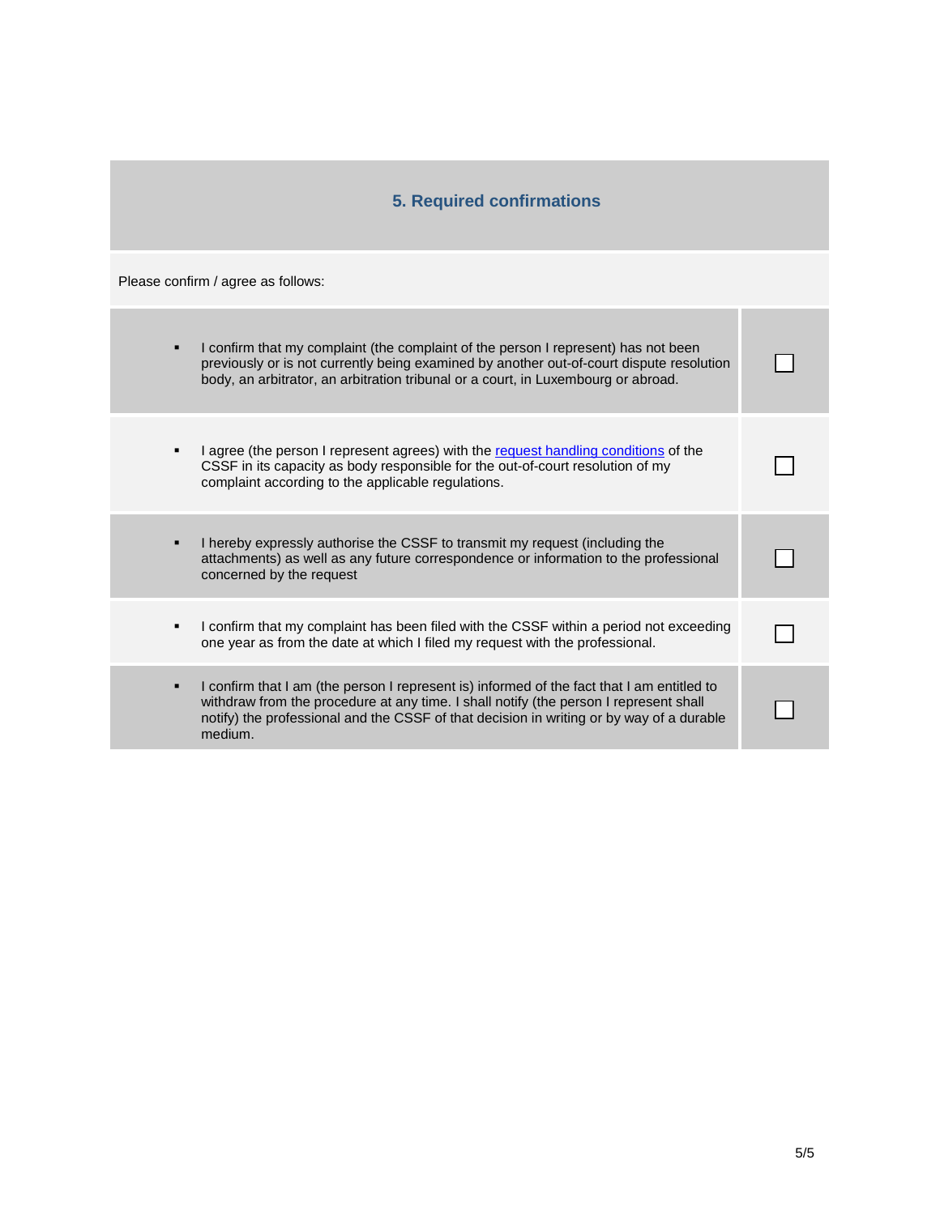## 5. Required confirmations

Please confirm / agree as follows:

| | |
|---|---|
| ▪ I confirm that my complaint (the complaint of the person I represent) has not been previously or is not currently being examined by another out-of-court dispute resolution body, an arbitrator, an arbitration tribunal or a court, in Luxembourg or abroad. | ☐ |
| ▪ I agree (the person I represent agrees) with the request handling conditions of the CSSF in its capacity as body responsible for the out-of-court resolution of my complaint according to the applicable regulations. | ☐ |
| ▪ I hereby expressly authorise the CSSF to transmit my request (including the attachments) as well as any future correspondence or information to the professional concerned by the request | ☐ |
| ▪ I confirm that my complaint has been filed with the CSSF within a period not exceeding one year as from the date at which I filed my request with the professional. | ☐ |
| ▪ I confirm that I am (the person I represent is) informed of the fact that I am entitled to withdraw from the procedure at any time. I shall notify (the person I represent shall notify) the professional and the CSSF of that decision in writing or by way of a durable medium. | ☐ |